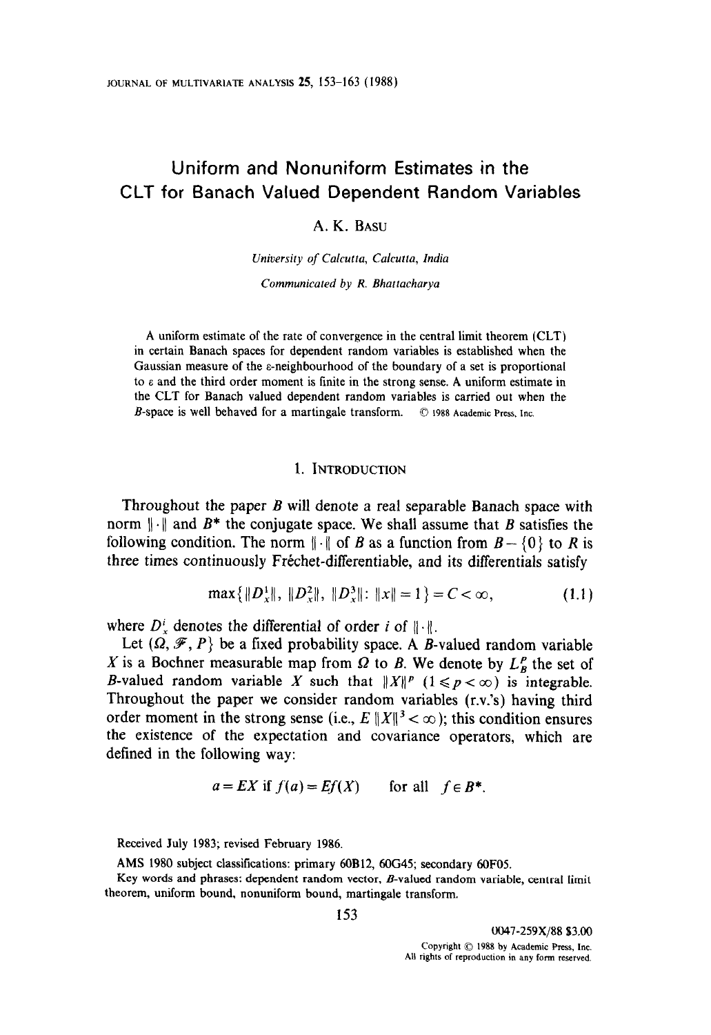# Uniform and Nonuniform Estimates in the CLT for Banach Valued Dependent Random Variables

A. K. Basu

*University of Calcutta, Calcutta, India*

*Communicated by R. Bhattacharya*

A uniform estimate of the rate of convergence in the central limit theorem (CLT) in certain Banach spaces for dependent random variables is established when the Gaussian measure of the ε-neighbourhood of the boundary of a set is proportional to ε and the third order moment is finite in the strong sense. A uniform estimate in the CLT for Banach valued dependent random variables is carried out when the $B$-space is well behaved for a martingale transform. © 1988 Academic Press, Inc.

## 1. Introduction

Throughout the paper $B$ will denote a real separable Banach space with norm $\|\cdot\|$ and $B^*$ the conjugate space. We shall assume that $B$ satisfies the following condition. The norm $\|\cdot\|$ of $B$ as a function from $B - \{0\}$ to $R$ is three times continuously Fréchet-differentiable, and its differentials satisfy

$$\max\{\|D_x^1\|, \|D_x^2\|, \|D_x^3\| : \|x\| = 1\} = C < \infty, \tag{1.1}$$

where $D_x^i$ denotes the differential of order $i$ of $\|\cdot\|$.

Let $(\Omega, \mathscr{F}, P)$ be a fixed probability space. A $B$-valued random variable $X$ is a Bochner measurable map from $\Omega$ to $B$. We denote by $L_B^p$ the set of $B$-valued random variable $X$ such that $\|X\|^p$ $(1 \leqslant p < \infty)$ is integrable. Throughout the paper we consider random variables (r.v.'s) having third order moment in the strong sense (i.e., $E\|X\|^3 < \infty$); this condition ensures the existence of the expectation and covariance operators, which are defined in the following way:

$$a = EX \text{ if } f(a) = Ef(X) \qquad \text{for all} \quad f \in B^*.$$

Received July 1983; revised February 1986.

AMS 1980 subject classifications: primary 60B12, 60G45; secondary 60F05.

Key words and phrases: dependent random vector, $B$-valued random variable, central limit theorem, uniform bound, nonuniform bound, martingale transform.

0047-259X/88 $3.00
Copyright © 1988 by Academic Press, Inc.
All rights of reproduction in any form reserved.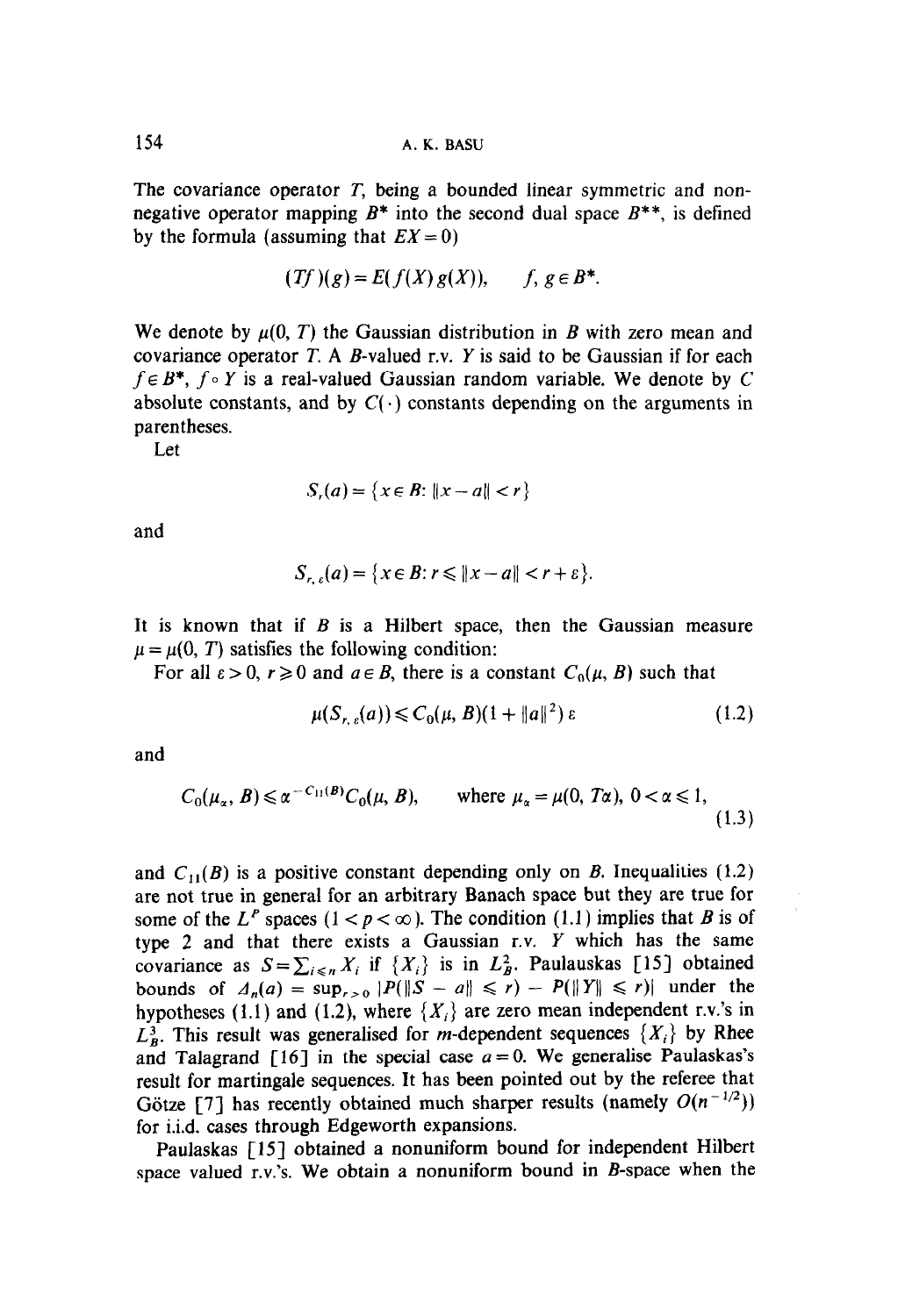The covariance operator $T$, being a bounded linear symmetric and non-negative operator mapping $B^*$ into the second dual space $B^{**}$, is defined by the formula (assuming that $EX = 0$)

$$(Tf)(g) = E(f(X)\, g(X)), \qquad f, g \in B^*.$$

We denote by $\mu(0, T)$ the Gaussian distribution in $B$ with zero mean and covariance operator $T$. A $B$-valued r.v. $Y$ is said to be Gaussian if for each $f \in B^*$, $f \circ Y$ is a real-valued Gaussian random variable. We denote by $C$ absolute constants, and by $C(\cdot)$ constants depending on the arguments in parentheses.

Let

$$S_r(a) = \{x \in B: \|x - a\| < r\}$$

and

$$S_{r,\varepsilon}(a) = \{x \in B: r \leqslant \|x - a\| < r + \varepsilon\}.$$

It is known that if $B$ is a Hilbert space, then the Gaussian measure $\mu = \mu(0, T)$ satisfies the following condition:

For all $\varepsilon > 0$, $r \geqslant 0$ and $a \in B$, there is a constant $C_0(\mu, B)$ such that

$$\mu(S_{r,\varepsilon}(a)) \leqslant C_0(\mu, B)(1 + \|a\|^2)\, \varepsilon \tag{1.2}$$

and

$$C_0(\mu_\alpha, B) \leqslant \alpha^{-C_{11}(B)} C_0(\mu, B), \qquad \text{where } \mu_\alpha = \mu(0, T\alpha),\ 0 < \alpha \leqslant 1, \tag{1.3}$$

and $C_{11}(B)$ is a positive constant depending only on $B$. Inequalities (1.2) are not true in general for an arbitrary Banach space but they are true for some of the $L^p$ spaces $(1 < p < \infty)$. The condition (1.1) implies that $B$ is of type 2 and that there exists a Gaussian r.v. $Y$ which has the same covariance as $S = \sum_{i \leqslant n} X_i$ if $\{X_i\}$ is in $L_B^2$. Paulauskas [15] obtained bounds of $\Delta_n(a) = \sup_{r > 0} |P(\|S - a\| \leqslant r) - P(\|Y\| \leqslant r)|$ under the hypotheses (1.1) and (1.2), where $\{X_i\}$ are zero mean independent r.v.'s in $L_B^3$. This result was generalised for $m$-dependent sequences $\{X_i\}$ by Rhee and Talagrand [16] in the special case $a = 0$. We generalise Paulaskas's result for martingale sequences. It has been pointed out by the referee that Götze [7] has recently obtained much sharper results (namely $O(n^{-1/2})$) for i.i.d. cases through Edgeworth expansions.

Paulaskas [15] obtained a nonuniform bound for independent Hilbert space valued r.v.'s. We obtain a nonuniform bound in $B$-space when the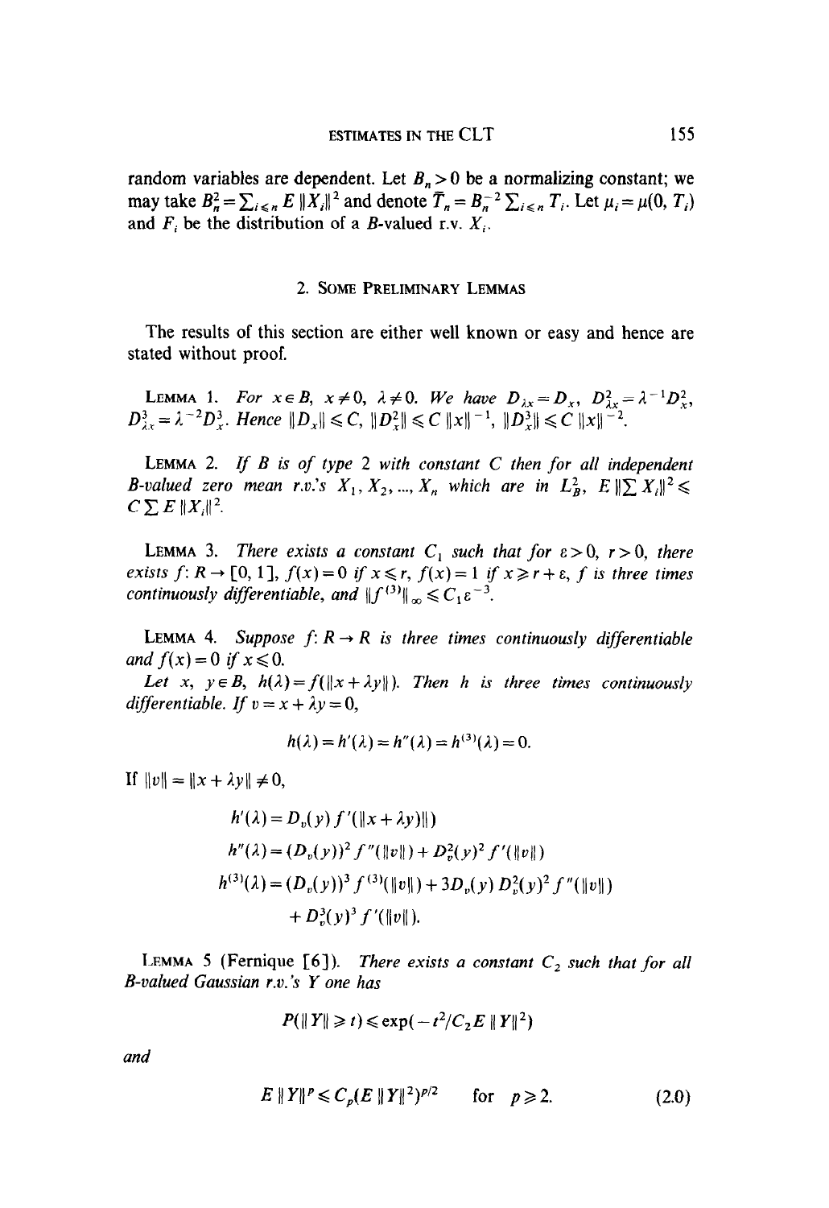random variables are dependent. Let $B_n > 0$ be a normalizing constant; we may take $B_n^2 = \sum_{i \le n} E\|X_i\|^2$ and denote $\bar{T}_n = B_n^{-2} \sum_{i \le n} T_i$. Let $\mu_i = \mu(0, T_i)$ and $F_i$ be the distribution of a $B$-valued r.v. $X_i$.

## 2. Some Preliminary Lemmas

The results of this section are either well known or easy and hence are stated without proof.

Lemma 1. *For $x \in B$, $x \neq 0$, $\lambda \neq 0$. We have $D_{\lambda x} = D_x$, $D_{\lambda x}^2 = \lambda^{-1} D_x^2$, $D_{\lambda x}^3 = \lambda^{-2} D_x^3$. Hence $\|D_x\| \le C$, $\|D_x^2\| \le C\|x\|^{-1}$, $\|D_x^3\| \le C\|x\|^{-2}$.*

Lemma 2. *If $B$ is of type 2 with constant $C$ then for all independent $B$-valued zero mean r.v.'s $X_1, X_2, ..., X_n$ which are in $L_B^2$, $E\|\sum X_i\|^2 \le C \sum E\|X_i\|^2$.*

Lemma 3. *There exists a constant $C_1$ such that for $\varepsilon > 0$, $r > 0$, there exists $f: R \to [0, 1]$, $f(x) = 0$ if $x \le r$, $f(x) = 1$ if $x \ge r + \varepsilon$, $f$ is three times continuously differentiable, and $\|f^{(3)}\|_\infty \le C_1 \varepsilon^{-3}$.*

Lemma 4. *Suppose $f: R \to R$ is three times continuously differentiable and $f(x) = 0$ if $x \le 0$.*

*Let $x$, $y \in B$, $h(\lambda) = f(\|x + \lambda y\|)$. Then $h$ is three times continuously differentiable. If $v = x + \lambda y = 0$,*

$$h(\lambda) = h'(\lambda) = h''(\lambda) = h^{(3)}(\lambda) = 0.$$

If $\|v\| = \|x + \lambda y\| \neq 0$,

$$h'(\lambda) = D_v(y) f'(\|x + \lambda y)\|)$$

$$h''(\lambda) = (D_v(y))^2 f''(\|v\|) + D_v^2(y)^2 f'(\|v\|)$$

$$h^{(3)}(\lambda) = (D_v(y))^3 f^{(3)}(\|v\|) + 3D_v(y) D_v^2(y)^2 f''(\|v\|) + D_v^3(y)^3 f'(\|v\|).$$

Lemma 5 (Fernique [6]). *There exists a constant $C_2$ such that for all $B$-valued Gaussian r.v.'s $Y$ one has*

$$P(\|Y\| \ge t) \le \exp(-t^2/C_2 E\|Y\|^2)$$

*and*

$$E\|Y\|^p \le C_p (E\|Y\|^2)^{p/2} \quad \text{for} \quad p \ge 2. \tag{2.0}$$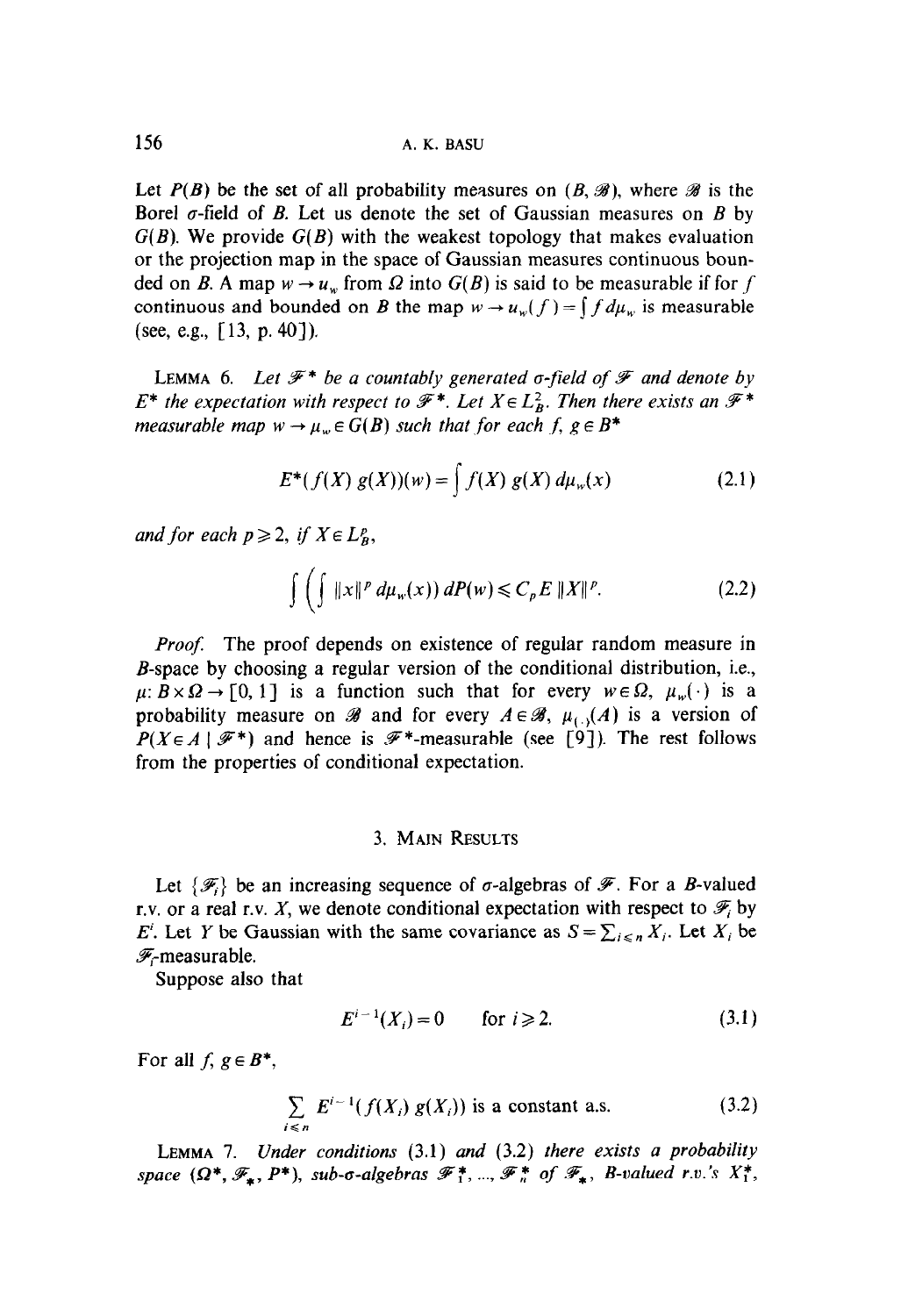Let $P(B)$ be the set of all probability measures on $(B, \mathscr{B})$, where $\mathscr{B}$ is the Borel $\sigma$-field of $B$. Let us denote the set of Gaussian measures on $B$ by $G(B)$. We provide $G(B)$ with the weakest topology that makes evaluation or the projection map in the space of Gaussian measures continuous bounded on $B$. A map $w \to u_w$ from $\Omega$ into $G(B)$ is said to be measurable if for $f$ continuous and bounded on $B$ the map $w \to u_w(f) = \int f \, d\mu_w$ is measurable (see, e.g., [13, p. 40]).

**Lemma 6.** *Let $\mathscr{F}^*$ be a countably generated $\sigma$-field of $\mathscr{F}$ and denote by $E^*$ the expectation with respect to $\mathscr{F}^*$. Let $X \in L_B^2$. Then there exists an $\mathscr{F}^*$ measurable map $w \to \mu_w \in G(B)$ such that for each $f, g \in B^*$*

$$E^*(f(X)\, g(X))(w) = \int f(X)\, g(X)\, d\mu_w(x) \tag{2.1}$$

*and for each $p \geqslant 2$, if $X \in L_B^p$,*

$$\int \left( \int \|x\|^p \, d\mu_w(x) \right) dP(w) \leqslant C_p E \, \|X\|^p. \tag{2.2}$$

*Proof.* The proof depends on existence of regular random measure in $B$-space by choosing a regular version of the conditional distribution, i.e., $\mu: B \times \Omega \to [0, 1]$ is a function such that for every $w \in \Omega$, $\mu_w(\cdot)$ is a probability measure on $\mathscr{B}$ and for every $A \in \mathscr{B}$, $\mu_{(\cdot)}(A)$ is a version of $P(X \in A \mid \mathscr{F}^*)$ and hence is $\mathscr{F}^*$-measurable (see [9]). The rest follows from the properties of conditional expectation.

## 3. Main Results

Let $\{\mathscr{F}_i\}$ be an increasing sequence of $\sigma$-algebras of $\mathscr{F}$. For a $B$-valued r.v. or a real r.v. $X$, we denote conditional expectation with respect to $\mathscr{F}_i$ by $E^i$. Let $Y$ be Gaussian with the same covariance as $S = \sum_{i \leqslant n} X_i$. Let $X_i$ be $\mathscr{F}_i$-measurable.

Suppose also that

$$E^{i-1}(X_i) = 0 \qquad \text{for } i \geqslant 2. \tag{3.1}$$

For all $f, g \in B^*$,

$$\sum_{i \leqslant n} E^{i-1}(f(X_i)\, g(X_i)) \text{ is a constant a.s.} \tag{3.2}$$

**Lemma 7.** *Under conditions* (3.1) *and* (3.2) *there exists a probability space $(\Omega^*, \mathscr{F}_*, P^*)$, sub-$\sigma$-algebras $\mathscr{F}_1^*, ..., \mathscr{F}_n^*$ of $\mathscr{F}_*$, $B$-valued r.v.'s $X_1^*$,*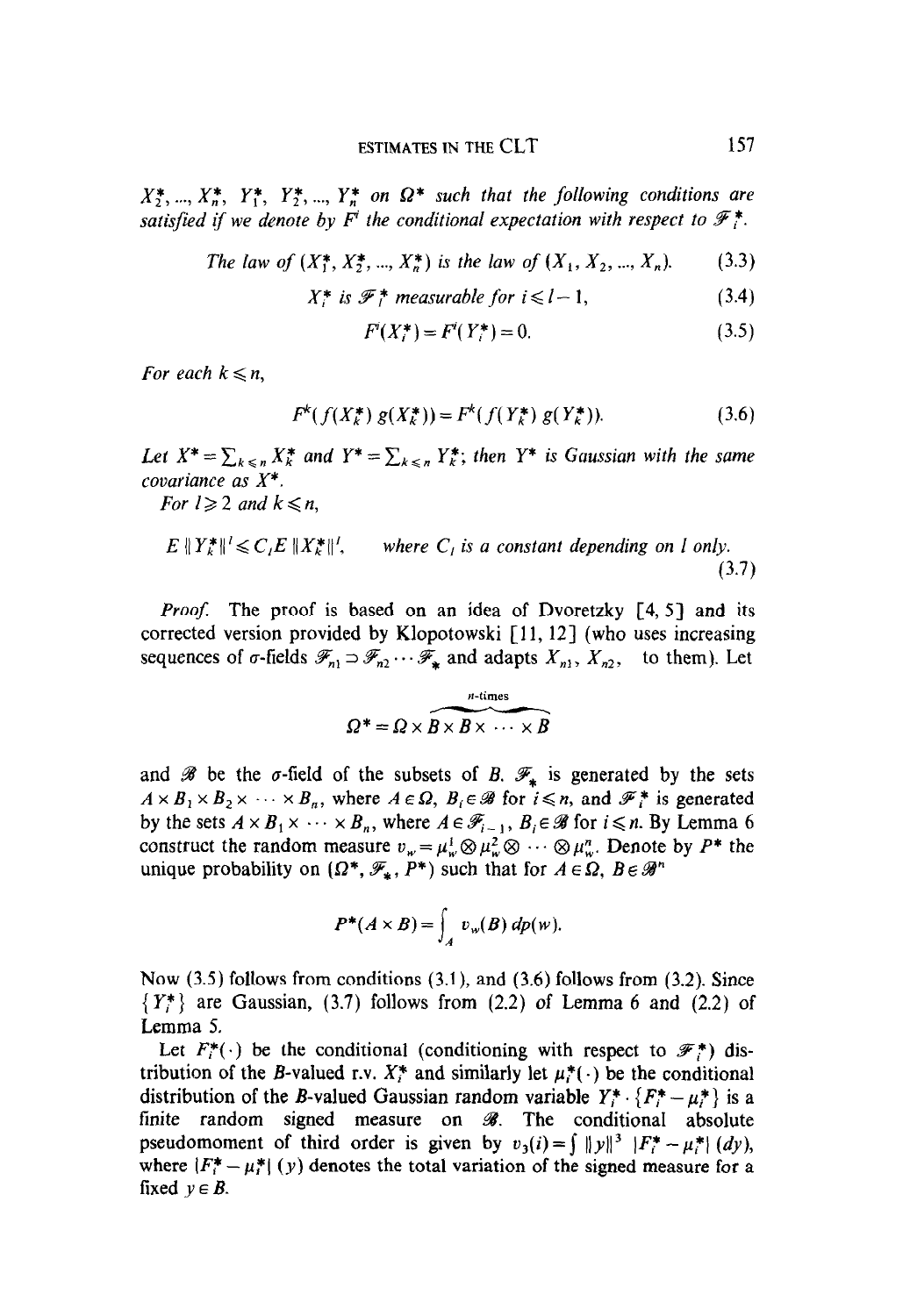$X_2^*, ..., X_n^*, Y_1^*, Y_2^*, ..., Y_n^*$ on $\Omega^*$ *such that the following conditions are satisfied if we denote by* $F^i$ *the conditional expectation with respect to* $\mathscr{F}_i^*$.

$$\text{The law of } (X_1^*, X_2^*, ..., X_n^*) \text{ is the law of } (X_1, X_2, ..., X_n). \tag{3.3}$$

$$X_i^* \text{ is } \mathscr{F}_l^* \text{ measurable for } i \leqslant l-1, \tag{3.4}$$

$$F^i(X_i^*) = F^i(Y_i^*) = 0. \tag{3.5}$$

*For each* $k \leqslant n$,

$$F^k(f(X_k^*)\, g(X_k^*)) = F^k(f(Y_k^*)\, g(Y_k^*)). \tag{3.6}$$

*Let* $X^* = \sum_{k \leqslant n} X_k^*$ *and* $Y^* = \sum_{k \leqslant n} Y_k^*$; *then* $Y^*$ *is Gaussian with the same covariance as* $X^*$.

*For* $l \geqslant 2$ *and* $k \leqslant n$,

$$E\, \|Y_k^*\|^l \leqslant C_l E\, \|X_k^*\|^l, \quad \text{where } C_l \text{ is a constant depending on } l \text{ only.} \tag{3.7}$$

*Proof.* The proof is based on an idea of Dvoretzky [4, 5] and its corrected version provided by Klopotowski [11, 12] (who uses increasing sequences of σ-fields $\mathscr{F}_{n1} \supset \mathscr{F}_{n2} \cdots \mathscr{F}_*$ and adapts $X_{n1}, X_{n2},$ to them). Let

$$\Omega^* = \Omega \times \overbrace{B \times B \times \cdots \times B}^{n\text{-times}}$$

and $\mathscr{B}$ be the σ-field of the subsets of $B$. $\mathscr{F}_*$ is generated by the sets $A \times B_1 \times B_2 \times \cdots \times B_n$, where $A \in \Omega$, $B_i \in \mathscr{B}$ for $i \leqslant n$, and $\mathscr{F}_i^*$ is generated by the sets $A \times B_1 \times \cdots \times B_n$, where $A \in \mathscr{F}_{i-1}$, $B_i \in \mathscr{B}$ for $i \leqslant n$. By Lemma 6 construct the random measure $v_w = \mu_w^1 \otimes \mu_w^2 \otimes \cdots \otimes \mu_w^n$. Denote by $P^*$ the unique probability on $(\Omega^*, \mathscr{F}_*, P^*)$ such that for $A \in \Omega$, $B \in \mathscr{B}^n$

$$P^*(A \times B) = \int_A v_w(B)\, dp(w).$$

Now (3.5) follows from conditions (3.1), and (3.6) follows from (3.2). Since $\{Y_i^*\}$ are Gaussian, (3.7) follows from (2.2) of Lemma 6 and (2.2) of Lemma 5.

Let $F_i^*(\cdot)$ be the conditional (conditioning with respect to $\mathscr{F}_i^*$) distribution of the $B$-valued r.v. $X_i^*$ and similarly let $\mu_i^*(\cdot)$ be the conditional distribution of the $B$-valued Gaussian random variable $Y_i^*$. $\{F_i^* - \mu_i^*\}$ is a finite random signed measure on $\mathscr{B}$. The conditional absolute pseudomoment of third order is given by $v_3(i) = \int \|y\|^3\, |F_i^* - \mu_i^*|\, (dy)$, where $|F_i^* - \mu_i^*|\, (y)$ denotes the total variation of the signed measure for a fixed $y \in B$.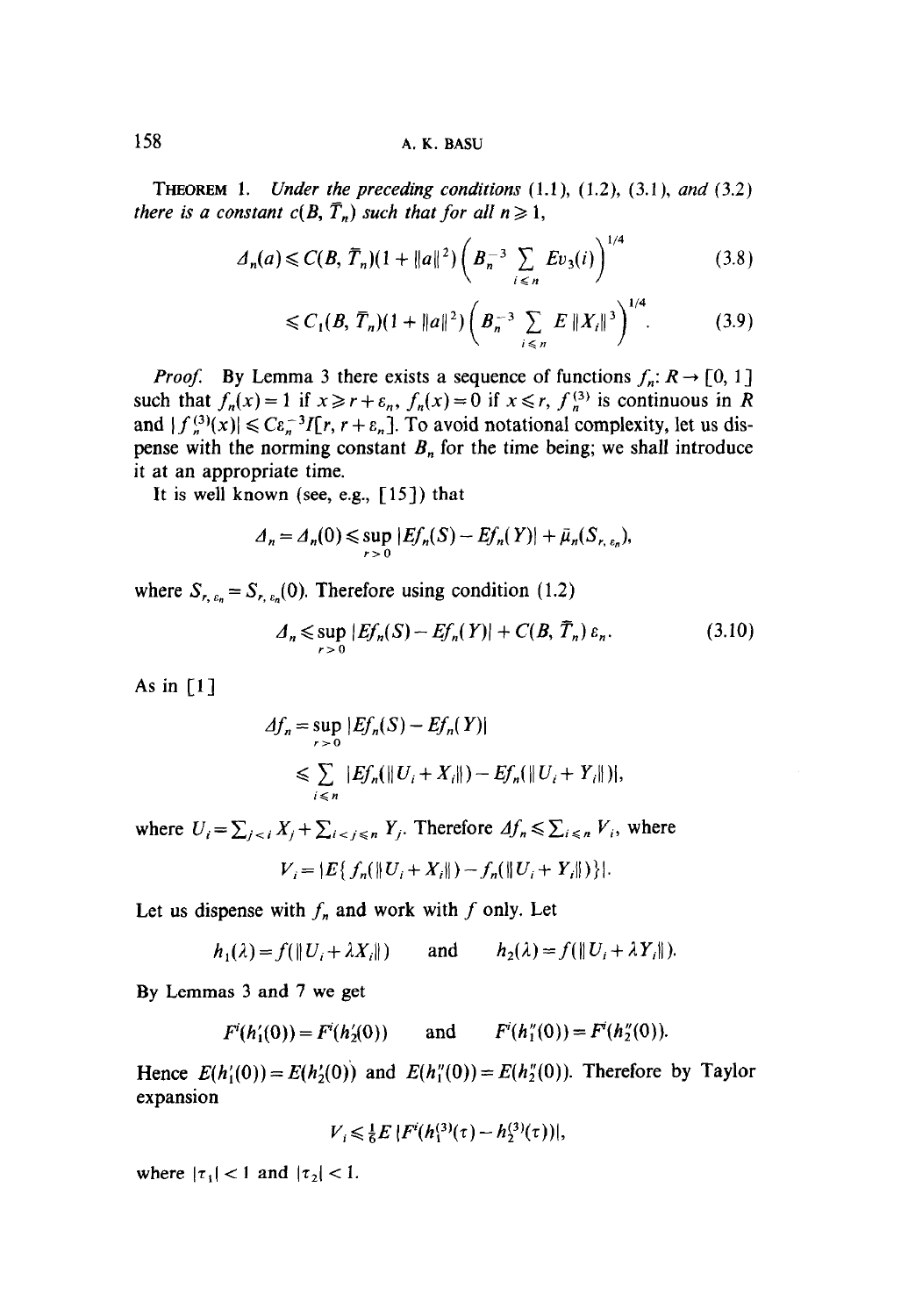**Theorem 1.** *Under the preceding conditions* (1.1), (1.2), (3.1), *and* (3.2) *there is a constant* $c(B, \bar{T}_n)$ *such that for all* $n \geqslant 1$,

$$\Delta_n(a) \leqslant C(B, \bar{T}_n)(1 + \|a\|^2)\left(B_n^{-3} \sum_{i \leqslant n} Ev_3(i)\right)^{1/4} \tag{3.8}$$

$$\leqslant C_1(B, \bar{T}_n)(1 + \|a\|^2)\left(B_n^{-3} \sum_{i \leqslant n} E\|X_i\|^3\right)^{1/4}. \tag{3.9}$$

*Proof.* By Lemma 3 there exists a sequence of functions $f_n: R \to [0, 1]$ such that $f_n(x) = 1$ if $x \geqslant r + \varepsilon_n$, $f_n(x) = 0$ if $x \leqslant r$, $f_n^{(3)}$ is continuous in $R$ and $|f_n^{(3)}(x)| \leqslant C\varepsilon_n^{-3} I[r, r + \varepsilon_n]$. To avoid notational complexity, let us dispense with the norming constant $B_n$ for the time being; we shall introduce it at an appropriate time.

It is well known (see, e.g., [15]) that

$$\Delta_n = \Delta_n(0) \leqslant \sup_{r > 0} |Ef_n(S) - Ef_n(Y)| + \bar{\mu}_n(S_{r, \varepsilon_n}),$$

where $S_{r, \varepsilon_n} = S_{r, \varepsilon_n}(0)$. Therefore using condition (1.2)

$$\Delta_n \leqslant \sup_{r > 0} |Ef_n(S) - Ef_n(Y)| + C(B, \bar{T}_n)\, \varepsilon_n. \tag{3.10}$$

As in [1]

$$\begin{aligned} \Delta f_n &= \sup_{r > 0} |Ef_n(S) - Ef_n(Y)| \\ &\leqslant \sum_{i \leqslant n} |Ef_n(\|U_i + X_i\|) - Ef_n(\|U_i + Y_i\|)|, \end{aligned}$$

where $U_i = \sum_{j < i} X_j + \sum_{i < j \leqslant n} Y_j$. Therefore $\Delta f_n \leqslant \sum_{i \leqslant n} V_i$, where

$$V_i = |E\{f_n(\|U_i + X_i\|) - f_n(\|U_i + Y_i\|)\}|.$$

Let us dispense with $f_n$ and work with $f$ only. Let

$$h_1(\lambda) = f(\|U_i + \lambda X_i\|) \qquad \text{and} \qquad h_2(\lambda) = f(\|U_i + \lambda Y_i\|).$$

By Lemmas 3 and 7 we get

$$F^i(h_1'(0)) = F^i(h_2'(0)) \qquad \text{and} \qquad F^i(h_1''(0)) = F^i(h_2''(0)).$$

Hence $E(h_1'(0)) = E(h_2'(0))$ and $E(h_1''(0)) = E(h_2''(0))$. Therefore by Taylor expansion

$$V_i \leqslant \tfrac{1}{6} E\, |F^i(h_1^{(3)}(\tau) - h_2^{(3)}(\tau))|,$$

where $|\tau_1| < 1$ and $|\tau_2| < 1$.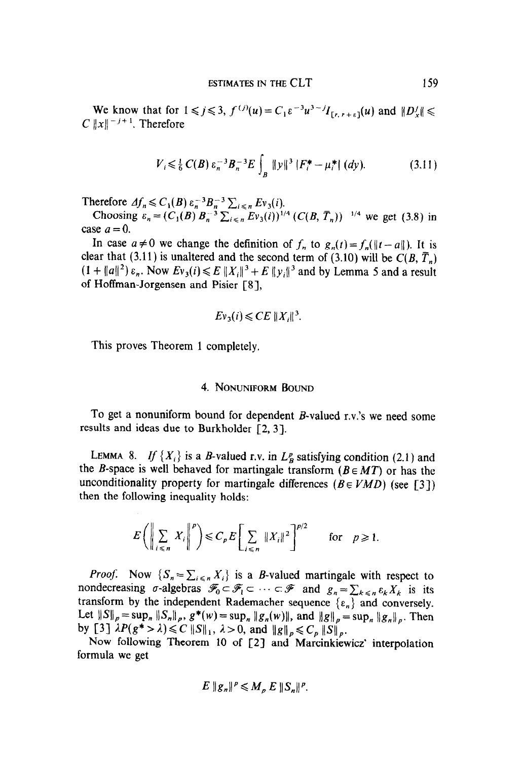We know that for $1 \leqslant j \leqslant 3$, $f^{(j)}(u) = C_1 \varepsilon^{-3} u^{3-j} I_{[r, r+\varepsilon]}(u)$ and $\|D_x^j\| \leqslant C \|x\|^{-j+1}$. Therefore

$$V_i \leqslant \tfrac{1}{6} C(B) \varepsilon_n^{-3} B_n^{-3} E \int_B \|y\|^3 |F_i^* - \mu_i^*| (dy). \tag{3.11}$$

Therefore $\Delta f_n \leqslant C_1(B) \varepsilon_n^{-3} B_n^{-3} \sum_{i \leqslant n} E v_3(i)$.

Choosing $\varepsilon_n = (C_1(B) B_n^{-3} \sum_{i \leqslant n} E v_3(i))^{1/4} (C(B, \bar{T}_n))^{-1/4}$ we get (3.8) in case $a = 0$.

In case $a \neq 0$ we change the definition of $f_n$ to $g_n(t) = f_n(\|t - a\|)$. It is clear that (3.11) is unaltered and the second term of (3.10) will be $C(B, \bar{T}_n)(1 + \|a\|^2) \varepsilon_n$. Now $E v_3(i) \leqslant E \|X_i\|^3 + E \|y_i\|^3$ and by Lemma 5 and a result of Hoffman-Jorgensen and Pisier [8],

$$E v_3(i) \leqslant C E \|X_i\|^3.$$

This proves Theorem 1 completely.

## 4. Nonuniform Bound

To get a nonuniform bound for dependent $B$-valued r.v.'s we need some results and ideas due to Burkholder [2, 3].

**Lemma 8.** *If $\{X_i\}$ is a $B$-valued r.v. in $L_B^p$ satisfying condition (2.1) and the $B$-space is well behaved for martingale transform ($B \in MT$) or has the unconditionality property for martingale differences ($B \in VMD$) (see [3]) then the following inequality holds:*

$$E\left(\left\| \sum_{i \leqslant n} X_i \right\|^p\right) \leqslant C_p E\left[\sum_{i \leqslant n} \|X_i\|^2\right]^{p/2} \qquad \text{for } p \geqslant 1.$$

*Proof.* Now $\{S_n = \sum_{i \leqslant n} X_i\}$ is a $B$-valued martingale with respect to nondecreasing $\sigma$-algebras $\mathscr{F}_0 \subset \mathscr{F}_1 \subset \cdots \subset \mathscr{F}$ and $g_n = \sum_{k \leqslant n} \varepsilon_k X_k$ is its transform by the independent Rademacher sequence $\{\varepsilon_n\}$ and conversely. Let $\|S\|_p = \sup_n \|S_n\|_p$, $g^*(w) = \sup_n \|g_n(w)\|$, and $\|g\|_p = \sup_n \|g_n\|_p$. Then by [3] $\lambda P(g^* > \lambda) \leqslant C \|S\|_1$, $\lambda > 0$, and $\|g\|_p \leqslant C_p \|S\|_p$.

Now following Theorem 10 of [2] and Marcinkiewicz' interpolation formula we get

$$E \|g_n\|^p \leqslant M_p E \|S_n\|^p.$$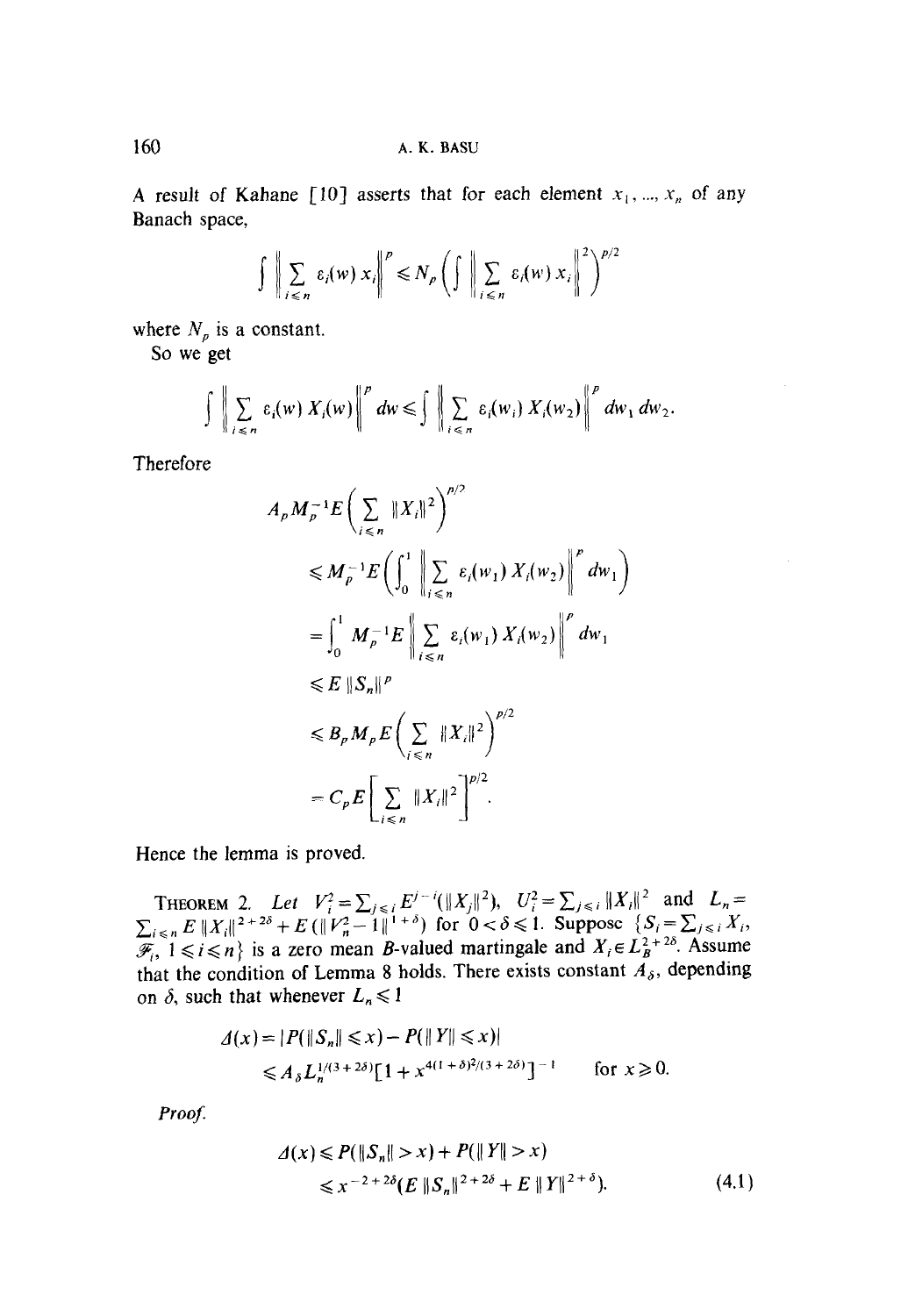A result of Kahane [10] asserts that for each element $x_1, ..., x_n$ of any Banach space,

$$\int \left\| \sum_{i \leq n} \varepsilon_i(w) x_i \right\|^p \leq N_p \left( \int \left\| \sum_{i \leq n} \varepsilon_i(w) x_i \right\|^2 \right)^{p/2}$$

where $N_p$ is a constant.

So we get

$$\int \left\| \sum_{i \leq n} \varepsilon_i(w) X_i(w) \right\|^p dw \leq \int \left\| \sum_{i \leq n} \varepsilon_i(w_i) X_i(w_2) \right\|^p dw_1 \, dw_2.$$

Therefore

$$\begin{aligned}
& A_p M_p^{-1} E\left( \sum_{i \leq n} \|X_i\|^2 \right)^{p/2} \\
& \leq M_p^{-1} E\left( \int_0^1 \left\| \sum_{i \leq n} \varepsilon_i(w_1) X_i(w_2) \right\|^p dw_1 \right) \\
& = \int_0^1 M_p^{-1} E \left\| \sum_{i \leq n} \varepsilon_i(w_1) X_i(w_2) \right\|^p dw_1 \\
& \leq E \|S_n\|^p \\
& \leq B_p M_p E \left( \sum_{i \leq n} \|X_i\|^2 \right)^{p/2} \\
& = C_p E \left[ \sum_{i \leq n} \|X_i\|^2 \right]^{p/2}.
\end{aligned}$$

Hence the lemma is proved.

THEOREM 2. *Let* $V_i^2 = \sum_{j \leq i} E^{j-i}(\|X_j\|^2)$, $U_i^2 = \sum_{j \leq i} \|X_i\|^2$ *and* $L_n = \sum_{i \leq n} E \|X_i\|^{2+2\delta} + E(\|V_n^2 - 1\|^{1+\delta})$ *for* $0 < \delta \leq 1$. *Suppose* $\{S_i = \sum_{j \leq i} X_i, \mathscr{F}_i, 1 \leq i \leq n\}$ *is a zero mean* $B$*-valued martingale and* $X_i \in L_B^{2+2\delta}$. *Assume that the condition of Lemma 8 holds. There exists constant* $A_\delta$, *depending on* $\delta$, *such that whenever* $L_n \leq 1$

$$\begin{aligned}
\Delta(x) &= |P(\|S_n\| \leq x) - P(\|Y\| \leq x)| \\
&\leq A_\delta L_n^{1/(3+2\delta)} [1 + x^{4(1+\delta)^2/(3+2\delta)}]^{-1} \qquad \text{for } x \geq 0.
\end{aligned}$$

*Proof.*

$$\begin{aligned}
\Delta(x) &\leq P(\|S_n\| > x) + P(\|Y\| > x) \\
&\leq x^{-2+2\delta}(E \|S_n\|^{2+2\delta} + E \|Y\|^{2+\delta}).
\end{aligned} \tag{4.1}$$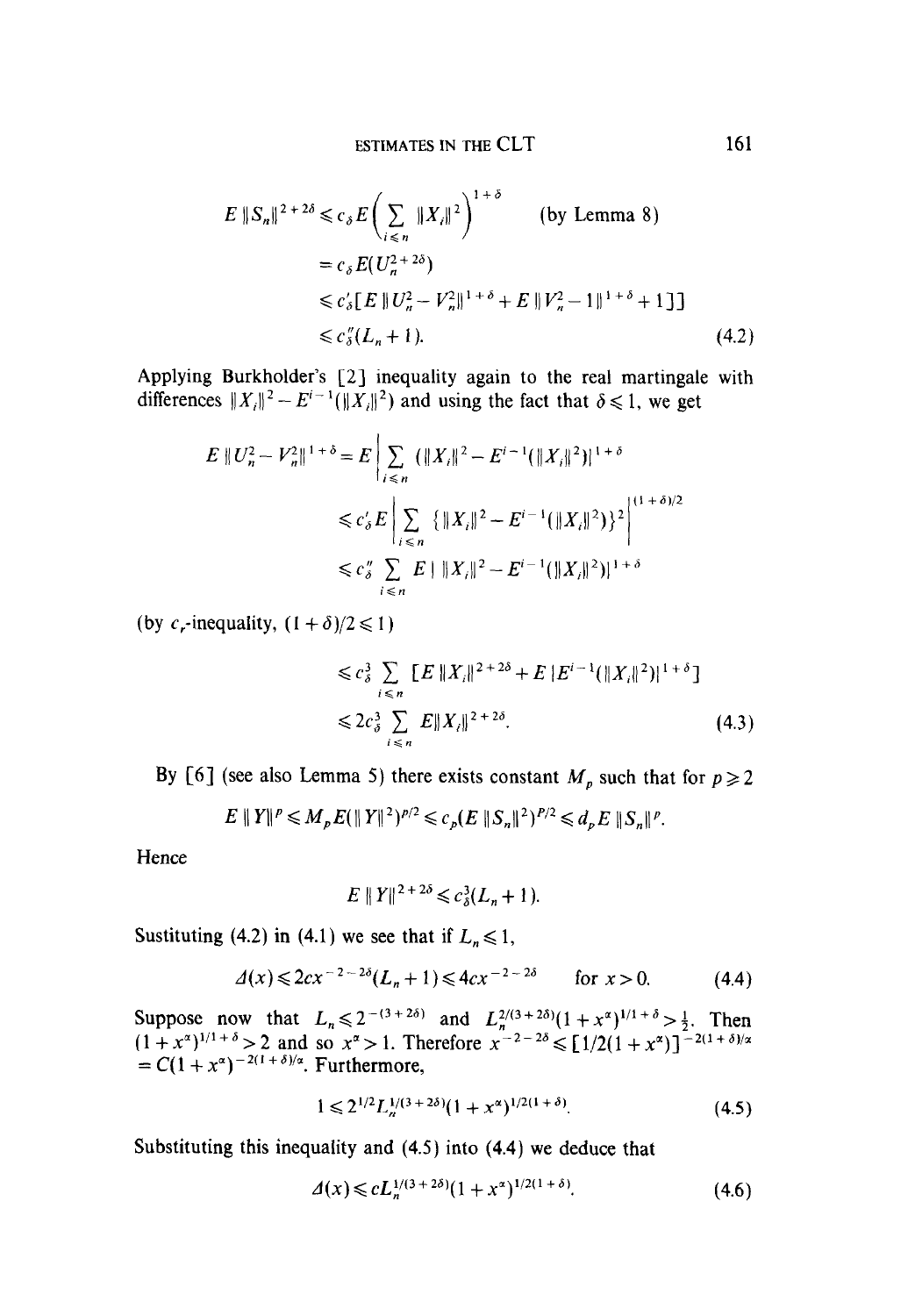$$E\,\|S_n\|^{2+2\delta} \leqslant c_\delta E\Big(\sum_{i\leqslant n} \|X_i\|^2\Big)^{1+\delta} \qquad \text{(by Lemma 8)}$$

$$= c_\delta E(U_n^{2+2\delta})$$

$$\leqslant c'_\delta[E\,\|U_n^2 - V_n^2\|^{1+\delta} + E\,\|V_n^2 - 1\|^{1+\delta} + 1]]$$

$$\leqslant c''_\delta(L_n + 1). \tag{4.2}$$

Applying Burkholder's [2] inequality again to the real martingale with differences $\|X_i\|^2 - E^{i-1}(\|X_i\|^2)$ and using the fact that $\delta \leqslant 1$, we get

$$E\,\|U_n^2 - V_n^2\|^{1+\delta} = E\Big|\sum_{i\leqslant n} (\|X_i\|^2 - E^{i-1}(\|X_i\|^2)\Big|^{1+\delta}$$

$$\leqslant c'_\delta E\Big|\sum_{i\leqslant n} \{\|X_i\|^2 - E^{i-1}(\|X_i\|^2)\}^2\Big|^{(1+\delta)/2}$$

$$\leqslant c''_\delta \sum_{i\leqslant n} E\,|\,\|X_i\|^2 - E^{i-1}(\|X_i\|^2)|^{1+\delta}$$

(by $c_r$-inequality, $(1+\delta)/2 \leqslant 1$)

$$\leqslant c^3_\delta \sum_{i\leqslant n} [E\,\|X_i\|^{2+2\delta} + E\,|E^{i-1}(\|X_i\|^2)|^{1+\delta}]$$

$$\leqslant 2c^3_\delta \sum_{i\leqslant n} E\|X_i\|^{2+2\delta}. \tag{4.3}$$

By [6] (see also Lemma 5) there exists constant $M_p$ such that for $p \geqslant 2$

$$E\,\|Y\|^p \leqslant M_p E(\|Y\|^2)^{p/2} \leqslant c_p(E\,\|S_n\|^2)^{p/2} \leqslant d_p E\,\|S_n\|^p.$$

Hence

$$E\,\|Y\|^{2+2\delta} \leqslant c^3_\delta(L_n + 1).$$

Sustituting (4.2) in (4.1) we see that if $L_n \leqslant 1$,

$$\Delta(x) \leqslant 2cx^{-2-2\delta}(L_n + 1) \leqslant 4cx^{-2-2\delta} \qquad \text{for } x > 0. \tag{4.4}$$

Suppose now that $L_n \leqslant 2^{-(3+2\delta)}$ and $L_n^{2/(3+2\delta)}(1+x^\alpha)^{1/1+\delta} > \frac{1}{2}$. Then $(1+x^\alpha)^{1/1+\delta} > 2$ and so $x^\alpha > 1$. Therefore $x^{-2-2\delta} \leqslant [1/2(1+x^\alpha)]^{-2(1+\delta)/\alpha} = C(1+x^\alpha)^{-2(1+\delta)/\alpha}$. Furthermore,

$$1 \leqslant 2^{1/2} L_n^{1/(3+2\delta)}(1+x^\alpha)^{1/2(1+\delta)}. \tag{4.5}$$

Substituting this inequality and (4.5) into (4.4) we deduce that

$$\Delta(x) \leqslant cL_n^{1/(3+2\delta)}(1+x^\alpha)^{1/2(1+\delta)}. \tag{4.6}$$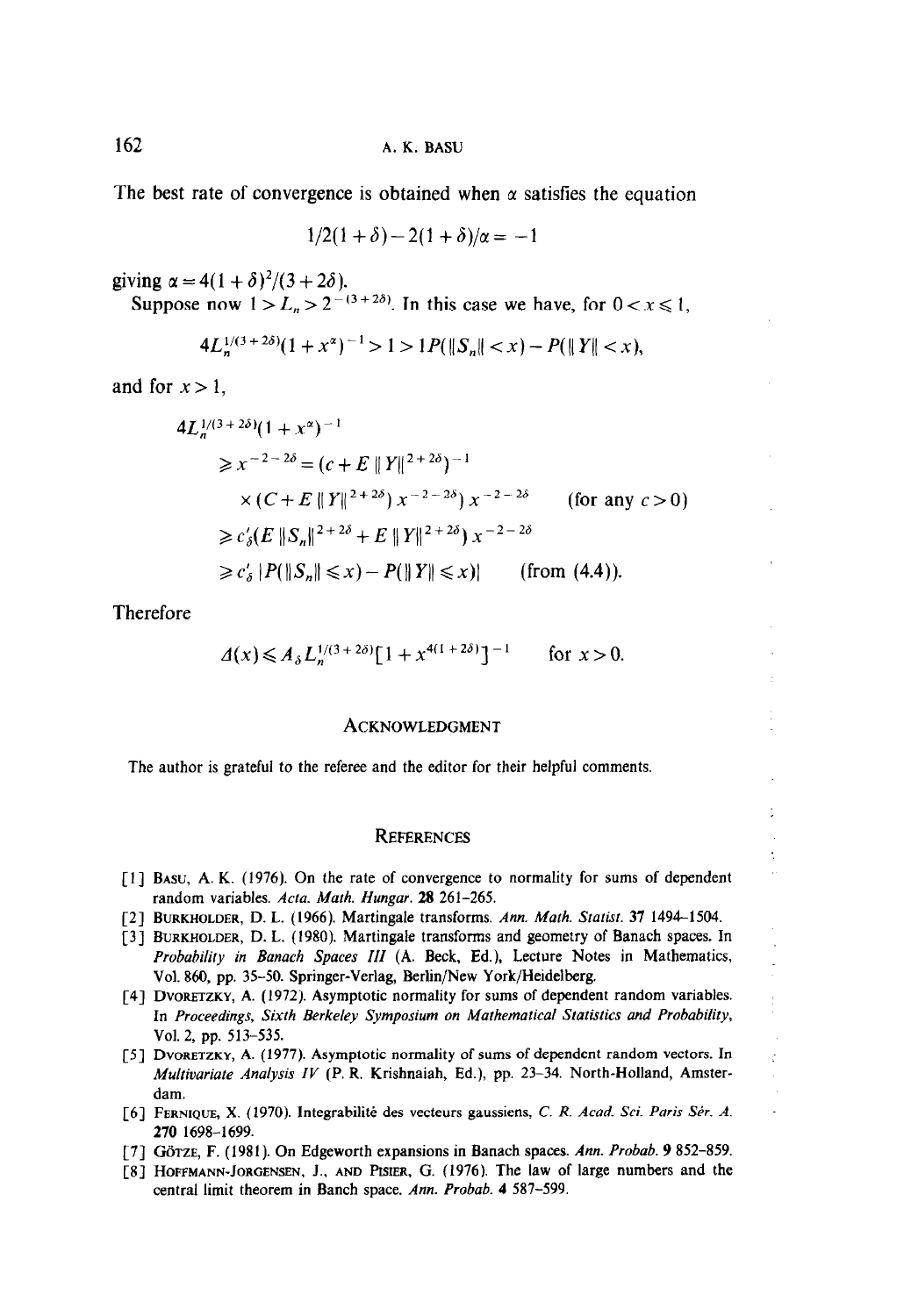The best rate of convergence is obtained when $\alpha$ satisfies the equation

$$1/2(1+\delta) - 2(1+\delta)/\alpha = -1$$

giving $\alpha = 4(1+\delta)^2/(3+2\delta)$.

Suppose now $1 > L_n > 2^{-(3+2\delta)}$. In this case we have, for $0 < x \leqslant 1$,

$$4L_n^{1/(3+2\delta)}(1+x^\alpha)^{-1} > 1 > 1P(\|S_n\| < x) - P(\|Y\| < x),$$

and for $x > 1$,

$$\begin{aligned}
&4L_n^{1/(3+2\delta)}(1+x^\alpha)^{-1} \\
&\quad \geqslant x^{-2-2\delta} = (c + E\,\|Y\|^{2+2\delta})^{-1} \\
&\quad \quad \times (C + E\,\|Y\|^{2+2\delta})\,x^{-2-2\delta})\,x^{-2-2\delta} \qquad \text{(for any } c > 0) \\
&\quad \geqslant c_\delta'(E\,\|S_n\|^{2+2\delta} + E\,\|Y\|^{2+2\delta})\,x^{-2-2\delta} \\
&\quad \geqslant c_\delta'\,|P(\|S_n\| \leqslant x) - P(\|Y\| \leqslant x)| \qquad \text{(from (4.4))}.
\end{aligned}$$

Therefore

$$\Delta(x) \leqslant A_\delta L_n^{1/(3+2\delta)}[1 + x^{4(1+2\delta)}]^{-1} \qquad \text{for } x > 0.$$

## Acknowledgment

The author is grateful to the referee and the editor for their helpful comments.

## References

[1] Basu, A. K. (1976). On the rate of convergence to normality for sums of dependent random variables. *Acta. Math. Hungar.* **28** 261–265.

[2] Burkholder, D. L. (1966). Martingale transforms. *Ann. Math. Statist.* **37** 1494–1504.

[3] Burkholder, D. L. (1980). Martingale transforms and geometry of Banach spaces. In *Probability in Banach Spaces III* (A. Beck, Ed.), Lecture Notes in Mathematics, Vol. 860, pp. 35–50. Springer-Verlag, Berlin/New York/Heidelberg.

[4] Dvoretzky, A. (1972). Asymptotic normality for sums of dependent random variables. In *Proceedings, Sixth Berkeley Symposium on Mathematical Statistics and Probability*, Vol. 2, pp. 513–535.

[5] Dvoretzky, A. (1977). Asymptotic normality of sums of dependent random vectors. In *Multivariate Analysis IV* (P. R. Krishnaiah, Ed.), pp. 23–34. North-Holland, Amsterdam.

[6] Fernique, X. (1970). Integrabilité des vecteurs gaussiens, *C. R. Acad. Sci. Paris Sér. A.* **270** 1698–1699.

[7] Götze, F. (1981). On Edgeworth expansions in Banach spaces. *Ann. Probab.* **9** 852–859.

[8] Hoffmann-Jorgensen, J., and Pisier, G. (1976). The law of large numbers and the central limit theorem in Banch space. *Ann. Probab.* **4** 587–599.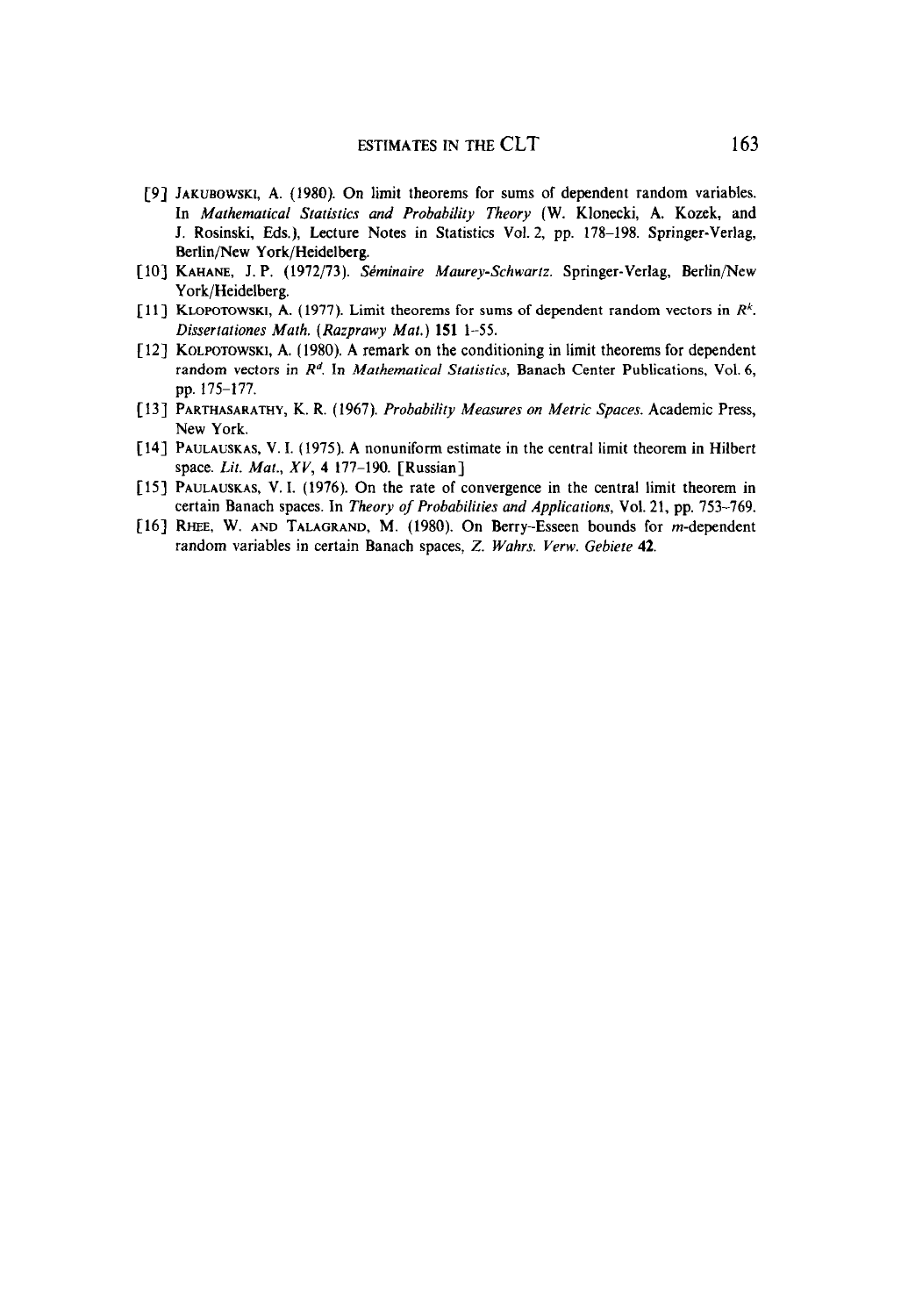[9] JAKUBOWSKI, A. (1980). On limit theorems for sums of dependent random variables. In *Mathematical Statistics and Probability Theory* (W. Klonecki, A. Kozek, and J. Rosinski, Eds.), Lecture Notes in Statistics Vol. 2, pp. 178–198. Springer-Verlag, Berlin/New York/Heidelberg.

[10] KAHANE, J. P. (1972/73). *Séminaire Maurey-Schwartz.* Springer-Verlag, Berlin/New York/Heidelberg.

[11] KLOPOTOWSKI, A. (1977). Limit theorems for sums of dependent random vectors in $R^k$. *Dissertationes Math.* (*Razprawy Mat.*) **151** 1–55.

[12] KOLPOTOWSKI, A. (1980). A remark on the conditioning in limit theorems for dependent random vectors in $R^d$. In *Mathematical Statistics*, Banach Center Publications, Vol. 6, pp. 175–177.

[13] PARTHASARATHY, K. R. (1967). *Probability Measures on Metric Spaces.* Academic Press, New York.

[14] PAULAUSKAS, V. I. (1975). A nonuniform estimate in the central limit theorem in Hilbert space. *Lit. Mat., XV*, **4** 177–190. [Russian]

[15] PAULAUSKAS, V. I. (1976). On the rate of convergence in the central limit theorem in certain Banach spaces. In *Theory of Probabilities and Applications*, Vol. 21, pp. 753–769.

[16] RHEE, W. AND TALAGRAND, M. (1980). On Berry–Esseen bounds for $m$-dependent random variables in certain Banach spaces, *Z. Wahrs. Verw. Gebiete* **42**.